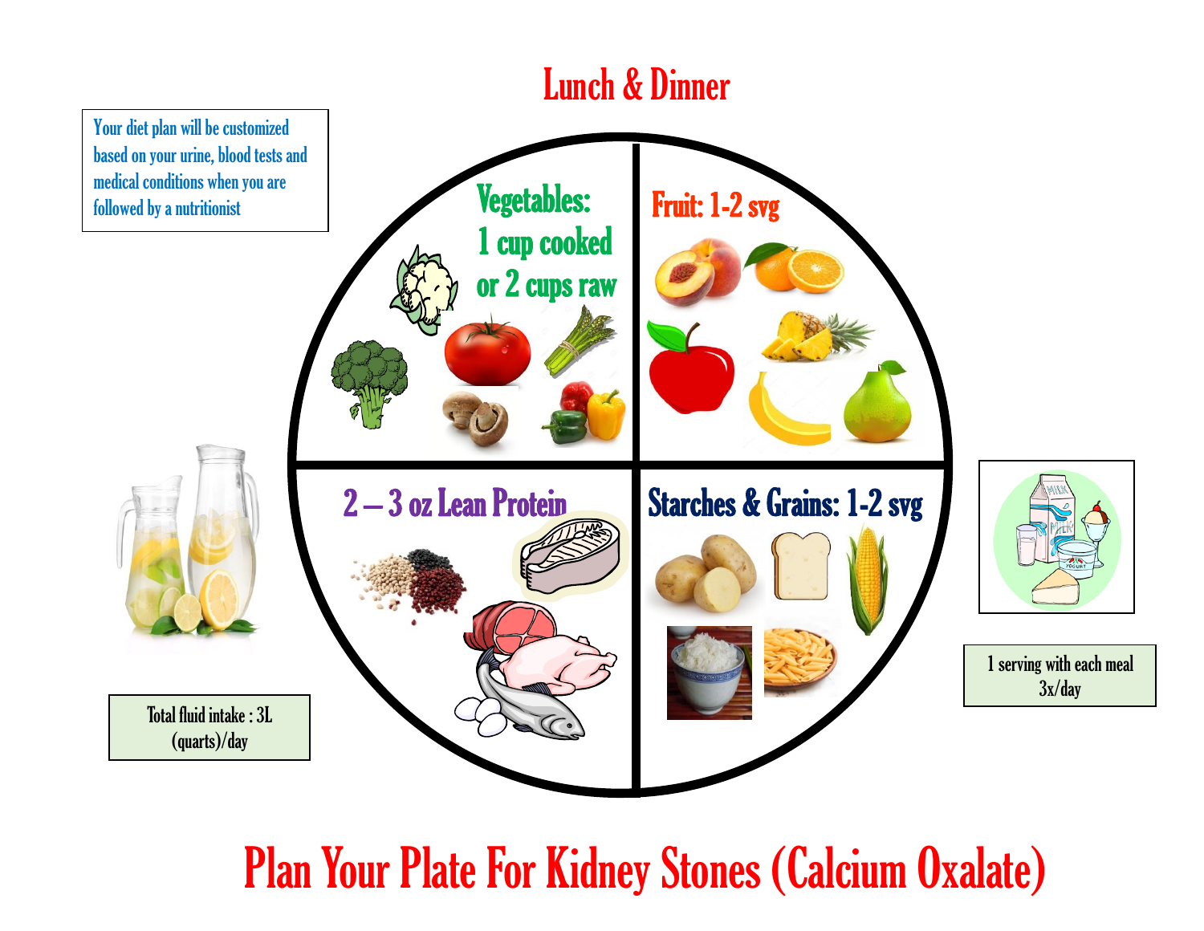# Lunch & Dinner

Your diet plan will be customized based on your urine, blood tests and medical conditions when you are followed by a nutritionist

**Vegetables: 1 cup cooked or 2 cups raw**

**Fruit: 1-2 svg**

**2 – 3 oz Lean Protein**

**Starches & Grains: 1-2 svg**

Total fluid intake : 3L (quarts)/day

1 serving with each meal 3x/day

# Plan Your Plate For Kidney Stones (Calcium Oxalate)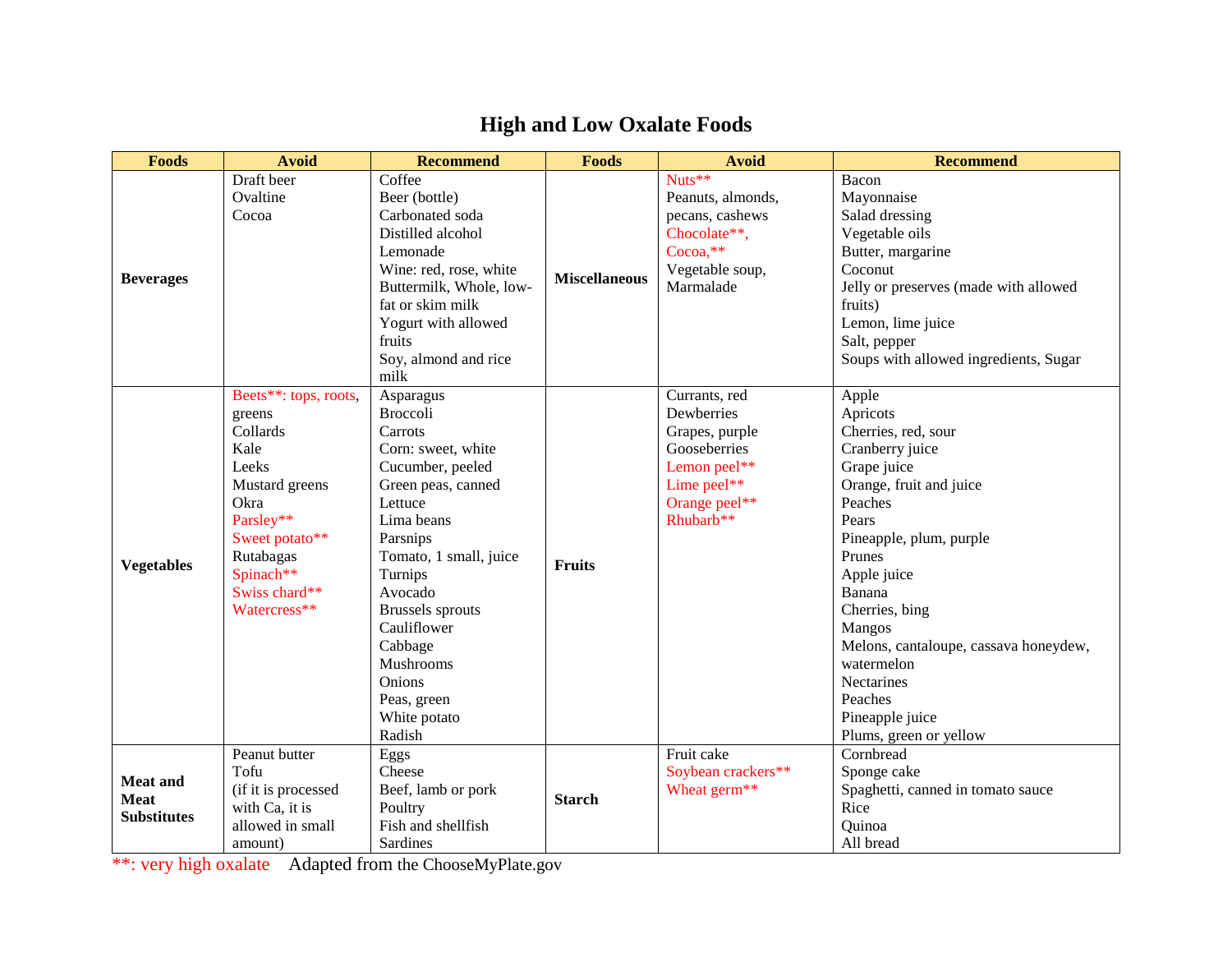# High and Low Oxalate Foods

| Foods | Avoid | Recommend | Foods | Avoid | Recommend |
|---|---|---|---|---|---|
| **Beverages** | Draft beer<br>Ovaltine<br>Cocoa | Coffee<br>Beer (bottle)<br>Carbonated soda<br>Distilled alcohol<br>Lemonade<br>Wine: red, rose, white<br>Buttermilk, Whole, low-fat or skim milk<br>Yogurt with allowed fruits<br>Soy, almond and rice milk | **Miscellaneous** | Nuts**<br>Peanuts, almonds, pecans, cashews<br>Chocolate**,<br>Cocoa,**<br>Vegetable soup,<br>Marmalade | Bacon<br>Mayonnaise<br>Salad dressing<br>Vegetable oils<br>Butter, margarine<br>Coconut<br>Jelly or preserves (made with allowed fruits)<br>Lemon, lime juice<br>Salt, pepper<br>Soups with allowed ingredients, Sugar |
| **Vegetables** | Beets**: tops, roots, greens<br>Collards<br>Kale<br>Leeks<br>Mustard greens<br>Okra<br>Parsley**<br>Sweet potato**<br>Rutabagas<br>Spinach**<br>Swiss chard**<br>Watercress** | Asparagus<br>Broccoli<br>Carrots<br>Corn: sweet, white<br>Cucumber, peeled<br>Green peas, canned<br>Lettuce<br>Lima beans<br>Parsnips<br>Tomato, 1 small, juice<br>Turnips<br>Avocado<br>Brussels sprouts<br>Cauliflower<br>Cabbage<br>Mushrooms<br>Onions<br>Peas, green<br>White potato<br>Radish | **Fruits** | Currants, red<br>Dewberries<br>Grapes, purple<br>Gooseberries<br>Lemon peel**<br>Lime peel**<br>Orange peel**<br>Rhubarb** | Apple<br>Apricots<br>Cherries, red, sour<br>Cranberry juice<br>Grape juice<br>Orange, fruit and juice<br>Peaches<br>Pears<br>Pineapple, plum, purple<br>Prunes<br>Apple juice<br>Banana<br>Cherries, bing<br>Mangos<br>Melons, cantaloupe, cassava honeydew, watermelon<br>Nectarines<br>Peaches<br>Pineapple juice<br>Plums, green or yellow |
| **Meat and Meat Substitutes** | Peanut butter<br>Tofu<br>(if it is processed with Ca, it is allowed in small amount) | Eggs<br>Cheese<br>Beef, lamb or pork<br>Poultry<br>Fish and shellfish<br>Sardines | **Starch** | Fruit cake<br>Soybean crackers**<br>Wheat germ** | Cornbread<br>Sponge cake<br>Spaghetti, canned in tomato sauce<br>Rice<br>Quinoa<br>All bread |

**: very high oxalate     Adapted from the ChooseMyPlate.gov